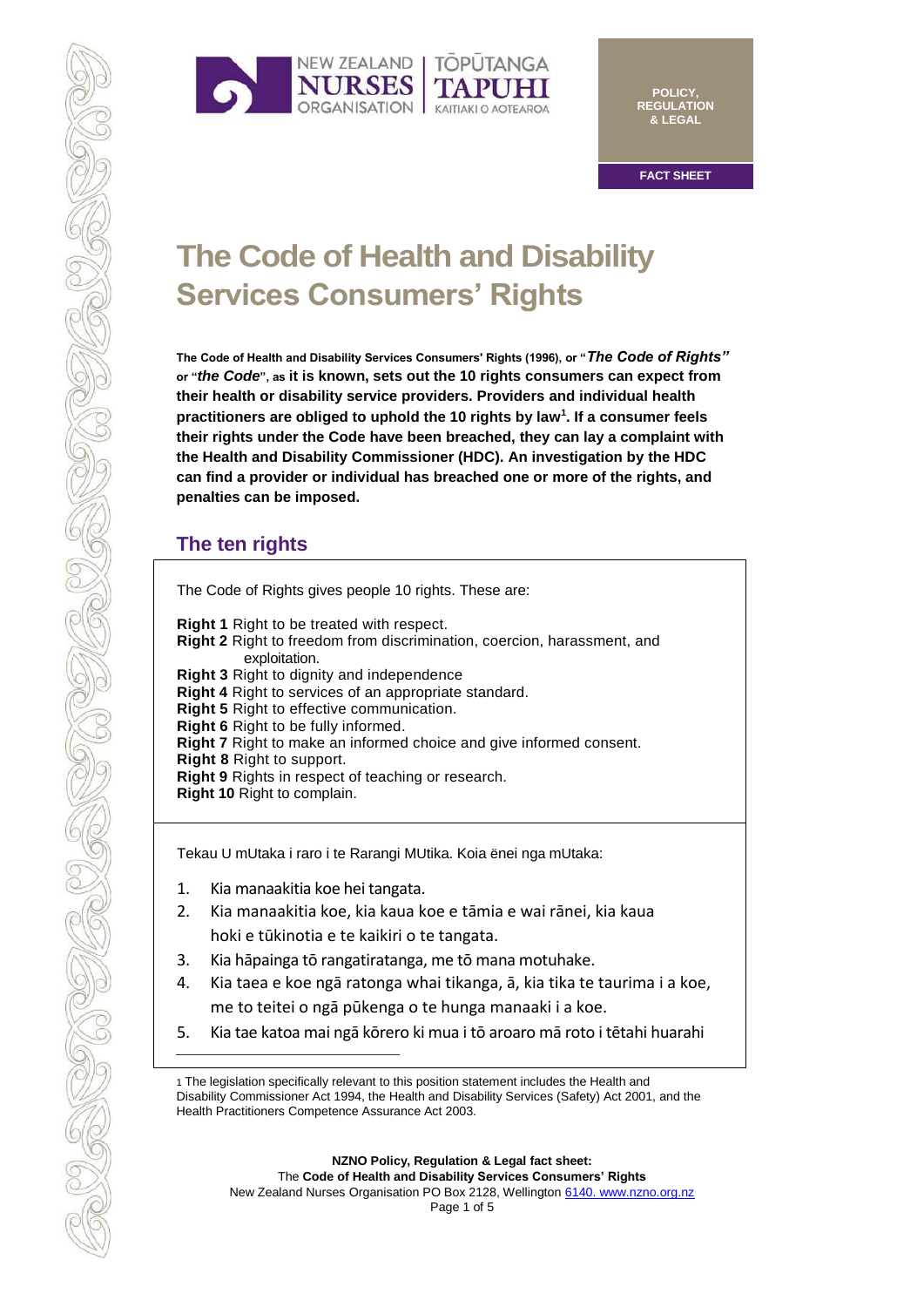POLICY, REGULATION & LEGAL

FACT SHEET

# The Code of Health and Disability Services Consumers' Rights

**The Code of Health and Disability Services Consumers' Rights (1996), or "*The Code of Rights*" or "*the Code*", as it is known, sets out the 10 rights consumers can expect from their health or disability service providers. Providers and individual health practitioners are obliged to uphold the 10 rights by law[1]. If a consumer feels their rights under the Code have been breached, they can lay a complaint with the Health and Disability Commissioner (HDC). An investigation by the HDC can find a provider or individual has breached one or more of the rights, and penalties can be imposed.**

## The ten rights

The Code of Rights gives people 10 rights. These are:

**Right 1** Right to be treated with respect.
**Right 2** Right to freedom from discrimination, coercion, harassment, and exploitation.
**Right 3** Right to dignity and independence
**Right 4** Right to services of an appropriate standard.
**Right 5** Right to effective communication.
**Right 6** Right to be fully informed.
**Right 7** Right to make an informed choice and give informed consent.
**Right 8** Right to support.
**Right 9** Rights in respect of teaching or research.
**Right 10** Right to complain.

Tekau U mUtaka i raro i te Rarangi MUtika. Koia ënei nga mUtaka:

1. Kia manaakitia koe hei tangata.
2. Kia manaakitia koe, kia kaua koe e tāmia e wai rānei, kia kaua hoki e tūkinotia e te kaikiri o te tangata.
3. Kia hāpainga tō rangatiratanga, me tō mana motuhake.
4. Kia taea e koe ngā ratonga whai tikanga, ā, kia tika te taurima i a koe, me to teitei o ngā pūkenga o te hunga manaaki i a koe.
5. Kia tae katoa mai ngā kōrero ki mua i tō aroaro mā roto i tētahi huarahi

---

[1] The legislation specifically relevant to this position statement includes the Health and Disability Commissioner Act 1994, the Health and Disability Services (Safety) Act 2001, and the Health Practitioners Competence Assurance Act 2003.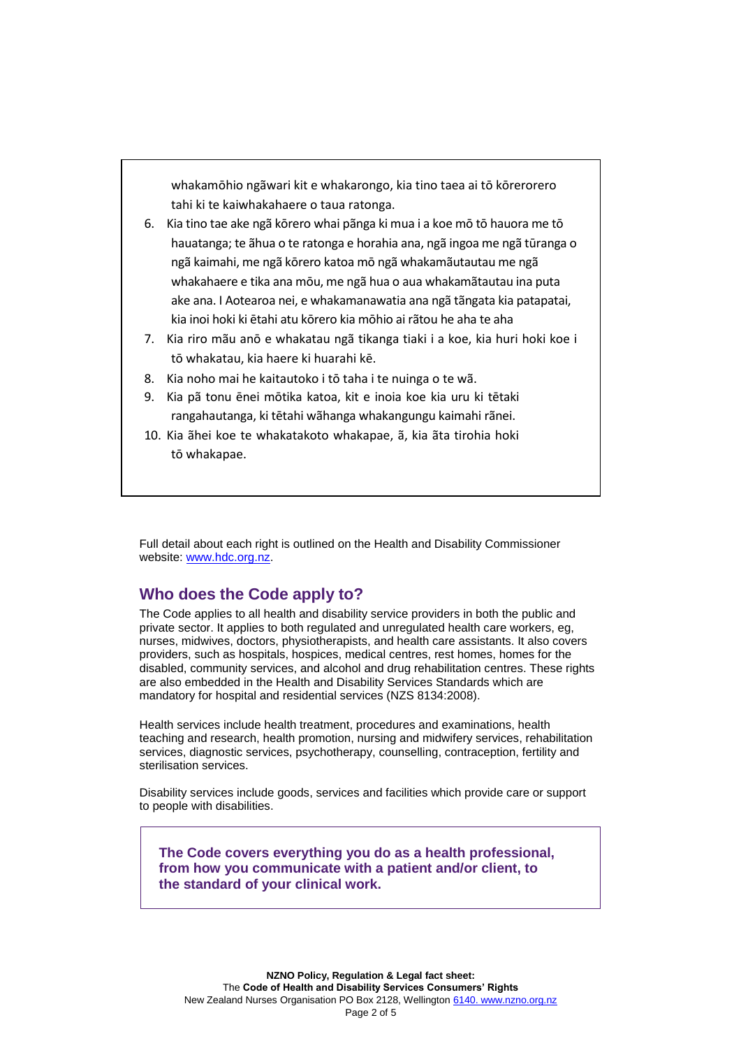whakamōhio ngãwari kit e whakarongo, kia tino taea ai tō kōrerorero tahi ki te kaiwhakahaere o taua ratonga.

6. Kia tino tae ake ngã kōrero whai pãnga ki mua i a koe mō tō hauora me tō hauatanga; te ãhua o te ratonga e horahia ana, ngã ingoa me ngã tūranga o ngã kaimahi, me ngã kōrero katoa mō ngã whakamãutautau me ngã whakahaere e tika ana mōu, me ngã hua o aua whakamãtautau ina puta ake ana. I Aotearoa nei, e whakamanawatia ana ngã tãngata kia patapatai, kia inoi hoki ki ētahi atu kōrero kia mōhio ai rãtou he aha te aha
7. Kia riro mãu anō e whakatau ngã tikanga tiaki i a koe, kia huri hoki koe i tō whakatau, kia haere ki huarahi kē.
8. Kia noho mai he kaitautoko i tō taha i te nuinga o te wã.
9. Kia pã tonu ēnei mōtika katoa, kit e inoia koe kia uru ki tētaki rangahautanga, ki tētahi wãhanga whakangungu kaimahi rãnei.
10. Kia ãhei koe te whakatakoto whakapae, ã, kia ãta tirohia hoki tō whakapae.

Full detail about each right is outlined on the Health and Disability Commissioner website: www.hdc.org.nz.

## Who does the Code apply to?

The Code applies to all health and disability service providers in both the public and private sector. It applies to both regulated and unregulated health care workers, eg, nurses, midwives, doctors, physiotherapists, and health care assistants. It also covers providers, such as hospitals, hospices, medical centres, rest homes, homes for the disabled, community services, and alcohol and drug rehabilitation centres. These rights are also embedded in the Health and Disability Services Standards which are mandatory for hospital and residential services (NZS 8134:2008).

Health services include health treatment, procedures and examinations, health teaching and research, health promotion, nursing and midwifery services, rehabilitation services, diagnostic services, psychotherapy, counselling, contraception, fertility and sterilisation services.

Disability services include goods, services and facilities which provide care or support to people with disabilities.

**The Code covers everything you do as a health professional, from how you communicate with a patient and/or client, to the standard of your clinical work.**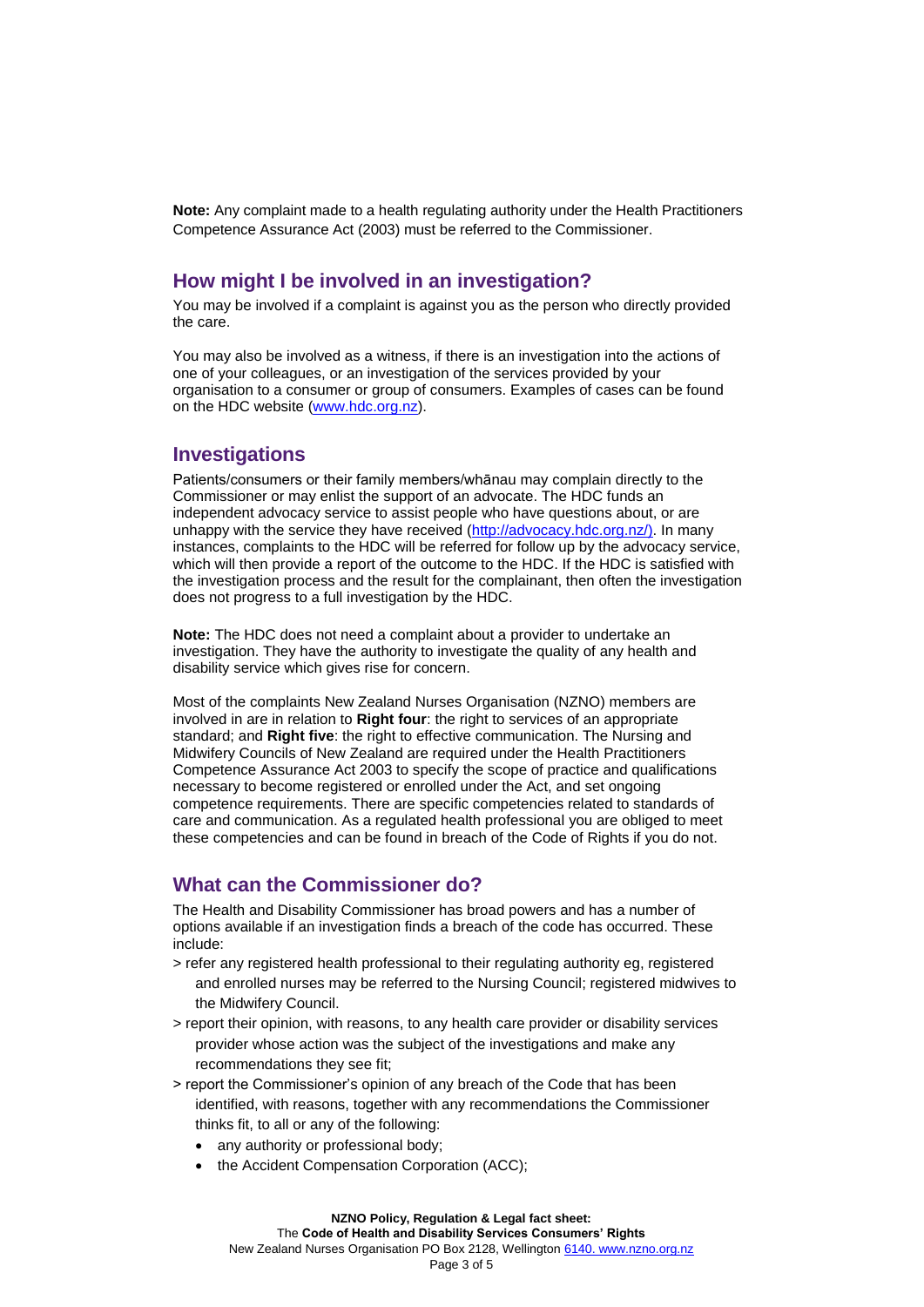**Note:** Any complaint made to a health regulating authority under the Health Practitioners Competence Assurance Act (2003) must be referred to the Commissioner.

## How might I be involved in an investigation?

You may be involved if a complaint is against you as the person who directly provided the care.

You may also be involved as a witness, if there is an investigation into the actions of one of your colleagues, or an investigation of the services provided by your organisation to a consumer or group of consumers. Examples of cases can be found on the HDC website (www.hdc.org.nz).

## Investigations

Patients/consumers or their family members/whānau may complain directly to the Commissioner or may enlist the support of an advocate. The HDC funds an independent advocacy service to assist people who have questions about, or are unhappy with the service they have received (http://advocacy.hdc.org.nz/). In many instances, complaints to the HDC will be referred for follow up by the advocacy service, which will then provide a report of the outcome to the HDC. If the HDC is satisfied with the investigation process and the result for the complainant, then often the investigation does not progress to a full investigation by the HDC.

**Note:** The HDC does not need a complaint about a provider to undertake an investigation. They have the authority to investigate the quality of any health and disability service which gives rise for concern.

Most of the complaints New Zealand Nurses Organisation (NZNO) members are involved in are in relation to **Right four**: the right to services of an appropriate standard; and **Right five**: the right to effective communication. The Nursing and Midwifery Councils of New Zealand are required under the Health Practitioners Competence Assurance Act 2003 to specify the scope of practice and qualifications necessary to become registered or enrolled under the Act, and set ongoing competence requirements. There are specific competencies related to standards of care and communication. As a regulated health professional you are obliged to meet these competencies and can be found in breach of the Code of Rights if you do not.

## What can the Commissioner do?

The Health and Disability Commissioner has broad powers and has a number of options available if an investigation finds a breach of the code has occurred. These include:

> refer any registered health professional to their regulating authority eg, registered and enrolled nurses may be referred to the Nursing Council; registered midwives to the Midwifery Council.

> report their opinion, with reasons, to any health care provider or disability services provider whose action was the subject of the investigations and make any recommendations they see fit;

> report the Commissioner's opinion of any breach of the Code that has been identified, with reasons, together with any recommendations the Commissioner thinks fit, to all or any of the following:

- any authority or professional body;
- the Accident Compensation Corporation (ACC);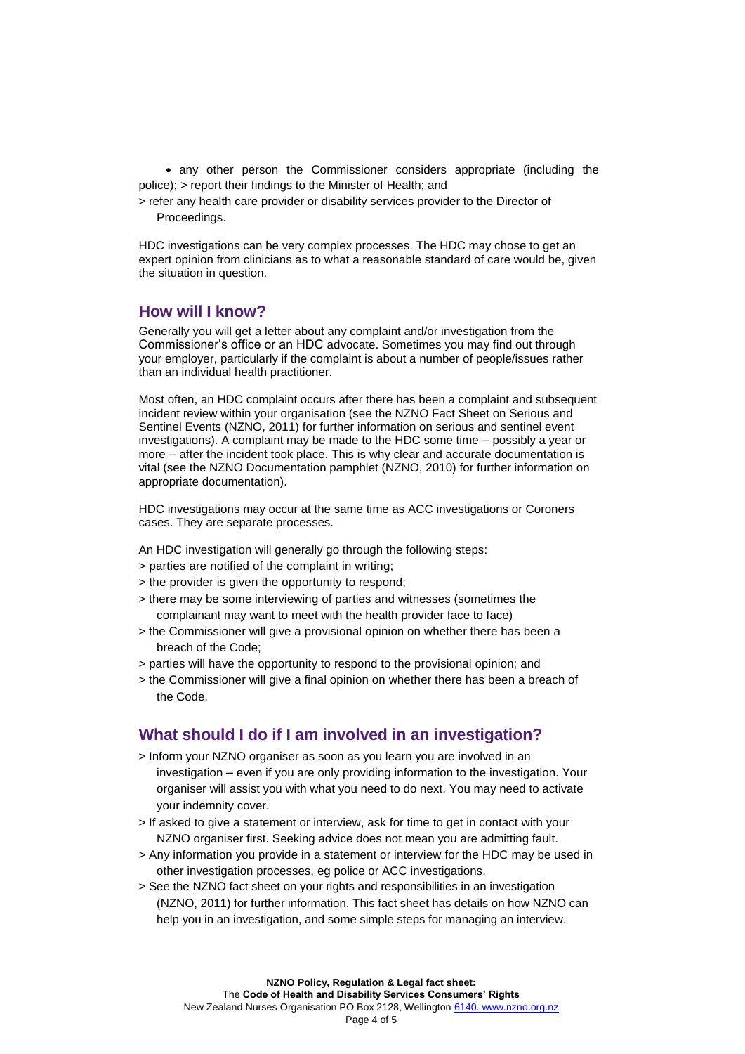- any other person the Commissioner considers appropriate (including the police); > report their findings to the Minister of Health; and

> refer any health care provider or disability services provider to the Director of Proceedings.

HDC investigations can be very complex processes. The HDC may chose to get an expert opinion from clinicians as to what a reasonable standard of care would be, given the situation in question.

## How will I know?

Generally you will get a letter about any complaint and/or investigation from the Commissioner's office or an HDC advocate. Sometimes you may find out through your employer, particularly if the complaint is about a number of people/issues rather than an individual health practitioner.

Most often, an HDC complaint occurs after there has been a complaint and subsequent incident review within your organisation (see the NZNO Fact Sheet on Serious and Sentinel Events (NZNO, 2011) for further information on serious and sentinel event investigations). A complaint may be made to the HDC some time – possibly a year or more – after the incident took place. This is why clear and accurate documentation is vital (see the NZNO Documentation pamphlet (NZNO, 2010) for further information on appropriate documentation).

HDC investigations may occur at the same time as ACC investigations or Coroners cases. They are separate processes.

An HDC investigation will generally go through the following steps:

> parties are notified of the complaint in writing;

> the provider is given the opportunity to respond;

> there may be some interviewing of parties and witnesses (sometimes the complainant may want to meet with the health provider face to face)

> the Commissioner will give a provisional opinion on whether there has been a breach of the Code;

> parties will have the opportunity to respond to the provisional opinion; and

> the Commissioner will give a final opinion on whether there has been a breach of the Code.

## What should I do if I am involved in an investigation?

> Inform your NZNO organiser as soon as you learn you are involved in an investigation – even if you are only providing information to the investigation. Your organiser will assist you with what you need to do next. You may need to activate your indemnity cover.

> If asked to give a statement or interview, ask for time to get in contact with your NZNO organiser first. Seeking advice does not mean you are admitting fault.

> Any information you provide in a statement or interview for the HDC may be used in other investigation processes, eg police or ACC investigations.

> See the NZNO fact sheet on your rights and responsibilities in an investigation (NZNO, 2011) for further information. This fact sheet has details on how NZNO can help you in an investigation, and some simple steps for managing an interview.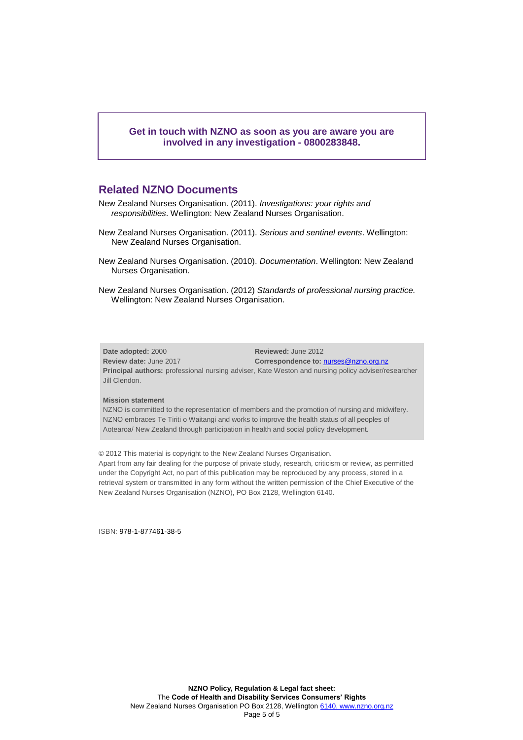**Get in touch with NZNO as soon as you are aware you are involved in any investigation - 0800283848.**

## Related NZNO Documents

New Zealand Nurses Organisation. (2011). *Investigations: your rights and responsibilities*. Wellington: New Zealand Nurses Organisation.

New Zealand Nurses Organisation. (2011). *Serious and sentinel events*. Wellington: New Zealand Nurses Organisation.

New Zealand Nurses Organisation. (2010). *Documentation*. Wellington: New Zealand Nurses Organisation.

New Zealand Nurses Organisation. (2012) *Standards of professional nursing practice.* Wellington: New Zealand Nurses Organisation.

**Date adopted:** 2000 **Reviewed:** June 2012
**Review date:** June 2017 **Correspondence to:** nurses@nzno.org.nz
**Principal authors:** professional nursing adviser, Kate Weston and nursing policy adviser/researcher Jill Clendon.

**Mission statement**
NZNO is committed to the representation of members and the promotion of nursing and midwifery. NZNO embraces Te Tiriti o Waitangi and works to improve the health status of all peoples of Aotearoa/ New Zealand through participation in health and social policy development.

© 2012 This material is copyright to the New Zealand Nurses Organisation.
Apart from any fair dealing for the purpose of private study, research, criticism or review, as permitted under the Copyright Act, no part of this publication may be reproduced by any process, stored in a retrieval system or transmitted in any form without the written permission of the Chief Executive of the New Zealand Nurses Organisation (NZNO), PO Box 2128, Wellington 6140.

ISBN: 978-1-877461-38-5